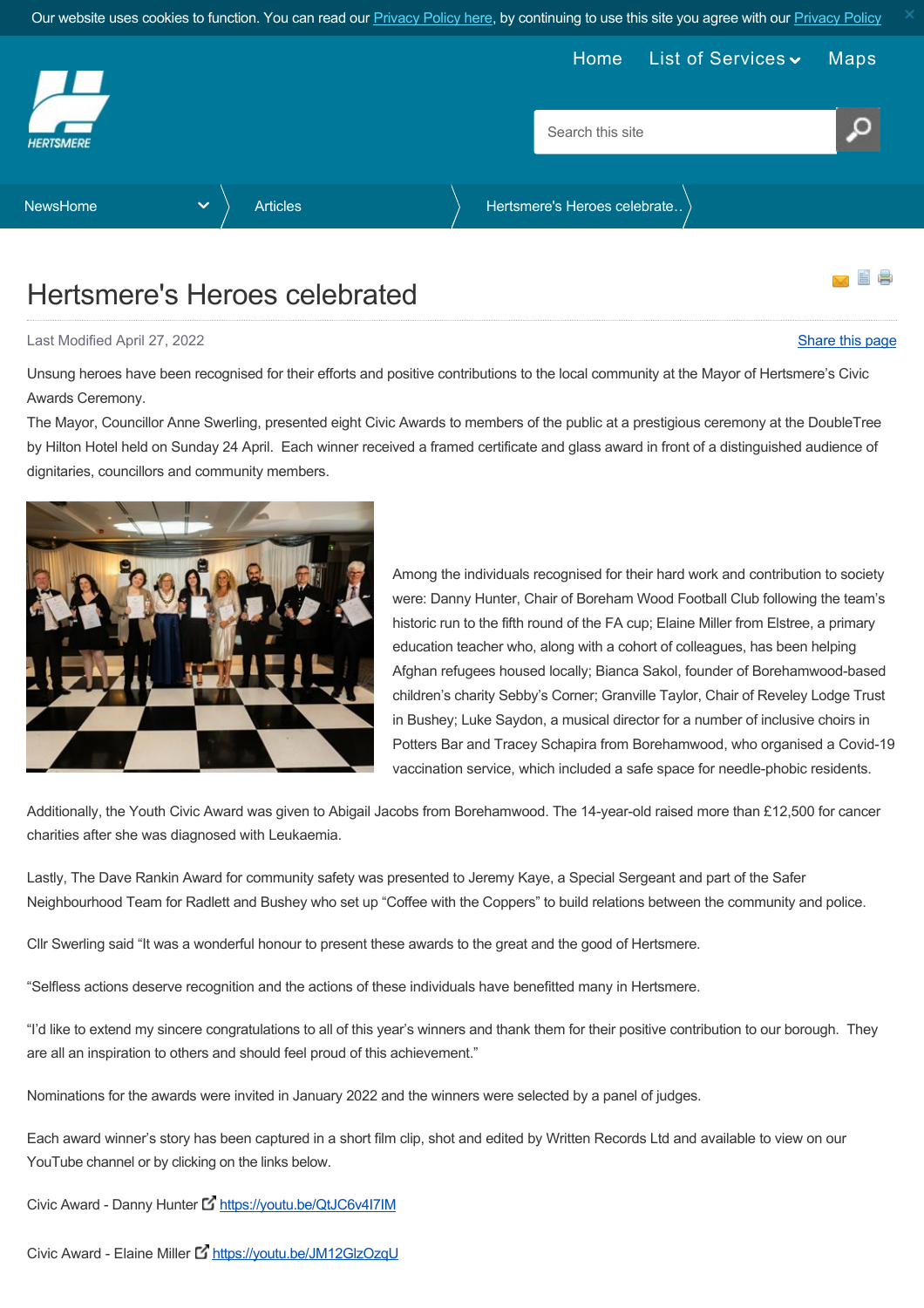# Hertsmere's Heroes celebrated

Last Modified April 27, 2022

Share this page

Unsung heroes have been recognised for their efforts and positive contributions to the local community at the Mayor of Hertsmere's Civic Awards Ceremony.

The Mayor, Councillor Anne Swerling, presented eight Civic Awards to members of the public at a prestigious ceremony at the DoubleTree by Hilton Hotel held on Sunday 24 April. Each winner received a framed certificate and glass award in front of a distinguished audience of dignitaries, councillors and community members.

Among the individuals recognised for their hard work and contribution to society were: Danny Hunter, Chair of Boreham Wood Football Club following the team's historic run to the fifth round of the FA cup; Elaine Miller from Elstree, a primary education teacher who, along with a cohort of colleagues, has been helping Afghan refugees housed locally; Bianca Sakol, founder of Borehamwood-based children's charity Sebby's Corner; Granville Taylor, Chair of Reveley Lodge Trust in Bushey; Luke Saydon, a musical director for a number of inclusive choirs in Potters Bar and Tracey Schapira from Borehamwood, who organised a Covid-19 vaccination service, which included a safe space for needle-phobic residents.

Additionally, the Youth Civic Award was given to Abigail Jacobs from Borehamwood. The 14-year-old raised more than £12,500 for cancer charities after she was diagnosed with Leukaemia.

Lastly, The Dave Rankin Award for community safety was presented to Jeremy Kaye, a Special Sergeant and part of the Safer Neighbourhood Team for Radlett and Bushey who set up "Coffee with the Coppers" to build relations between the community and police.

Cllr Swerling said "It was a wonderful honour to present these awards to the great and the good of Hertsmere.

"Selfless actions deserve recognition and the actions of these individuals have benefitted many in Hertsmere.

"I'd like to extend my sincere congratulations to all of this year's winners and thank them for their positive contribution to our borough. They are all an inspiration to others and should feel proud of this achievement."

Nominations for the awards were invited in January 2022 and the winners were selected by a panel of judges.

Each award winner's story has been captured in a short film clip, shot and edited by Written Records Ltd and available to view on our YouTube channel or by clicking on the links below.

Civic Award - Danny Hunter https://youtu.be/QtJC6v4I7IM

Civic Award - Elaine Miller https://youtu.be/JM12GlzOzqU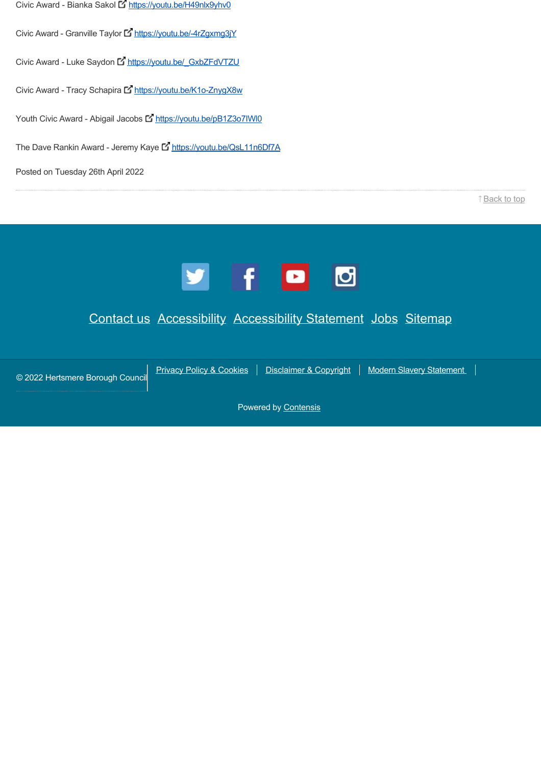Civic Award - Bianka Sakol https://youtu.be/H49nlx9yhv0

Civic Award - Granville Taylor https://youtu.be/-4rZgxmg3jY

Civic Award - Luke Saydon https://youtu.be/_GxbZFdVTZU

Civic Award - Tracy Schapira https://youtu.be/K1o-ZnygX8w

Youth Civic Award - Abigail Jacobs https://youtu.be/pB1Z3o7IWI0

The Dave Rankin Award - Jeremy Kaye https://youtu.be/QsL11n6Df7A

Posted on Tuesday 26th April 2022

↑ Back to top

Contact us Accessibility Accessibility Statement Jobs Sitemap

© 2022 Hertsmere Borough Council | Privacy Policy & Cookies | Disclaimer & Copyright | Modern Slavery Statement |

Powered by Contensis